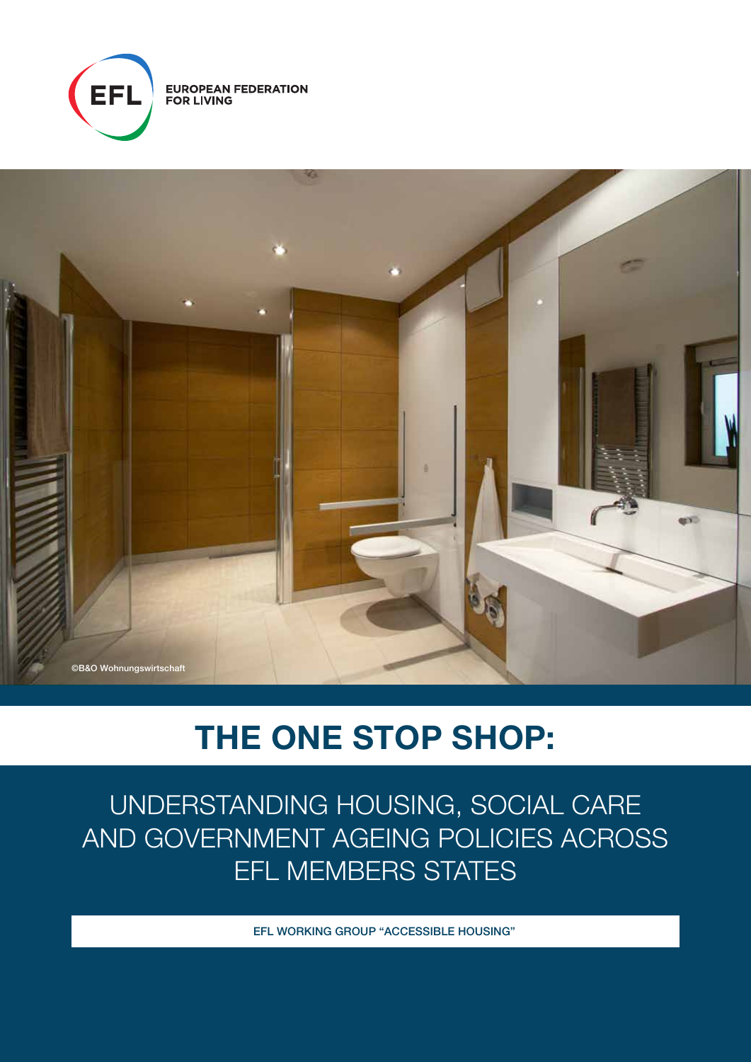EUROPEAN FEDERATION FOR LIVING

©B&O Wohnungswirtschaft

# THE ONE STOP SHOP:

## UNDERSTANDING HOUSING, SOCIAL CARE AND GOVERNMENT AGEING POLICIES ACROSS EFL MEMBERS STATES

EFL WORKING GROUP "ACCESSIBLE HOUSING"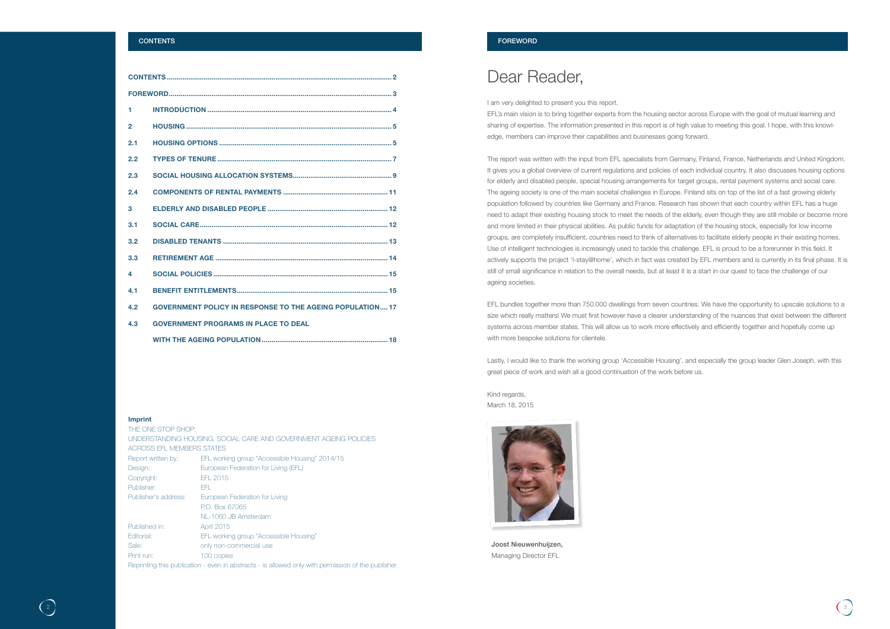## CONTENTS

| | | |
|---|---|---|
| **CONTENTS** | | **2** |
| **FOREWORD** | | **3** |
| **1** | **INTRODUCTION** | **4** |
| **2** | **HOUSING** | **5** |
| **2.1** | **HOUSING OPTIONS** | **5** |
| **2.2** | **TYPES OF TENURE** | **7** |
| **2.3** | **SOCIAL HOUSING ALLOCATION SYSTEMS** | **9** |
| **2.4** | **COMPONENTS OF RENTAL PAYMENTS** | **11** |
| **3** | **ELDERLY AND DISABLED PEOPLE** | **12** |
| **3.1** | **SOCIAL CARE** | **12** |
| **3.2** | **DISABLED TENANTS** | **13** |
| **3.3** | **RETIREMENT AGE** | **14** |
| **4** | **SOCIAL POLICIES** | **15** |
| **4.1** | **BENEFIT ENTITLEMENTS** | **15** |
| **4.2** | **GOVERNMENT POLICY IN RESPONSE TO THE AGEING POPULATION** | **17** |
| **4.3** | **GOVERNMENT PROGRAMS IN PLACE TO DEAL WITH THE AGEING POPULATION** | **18** |

**Imprint**

THE ONE STOP SHOP:
UNDERSTANDING HOUSING, SOCIAL CARE AND GOVERNMENT AGEING POLICIES ACROSS EFL MEMBERS STATES

| | |
|---|---|
| Report written by: | EFL working group "Accessible Housing" 2014/15 |
| Design: | European Federation for Living (EFL) |
| Copyright: | EFL 2015 |
| Publisher: | EFL |
| Publisher's address: | European Federation for Living<br>P.O. Box 67065<br>NL-1060 JB Amsterdam |
| Published in: | April 2015 |
| Editorial: | EFL working group "Accessible Housing" |
| Sale: | only non-commercial use |
| Print run: | 100 copies |

Reprinting this publication - even in abstracts - is allowed only with permission of the publisher.

## FOREWORD

# Dear Reader,

I am very delighted to present you this report.
EFL's main vision is to bring together experts from the housing sector across Europe with the goal of mutual learning and sharing of expertise. The information presented in this report is of high value to meeting this goal. I hope, with this knowledge, members can improve their capabilities and businesses going forward.

The report was written with the input from EFL specialists from Germany, Finland, France, Netherlands and United Kingdom. It gives you a global overview of current regulations and policies of each individual country. It also discusses housing options for elderly and disabled people, special housing arrangements for target groups, rental payment systems and social care. The ageing society is one of the main societal challenges in Europe. Finland sits on top of the list of a fast growing elderly population followed by countries like Germany and France. Research has shown that each country within EFL has a huge need to adapt their existing housing stock to meet the needs of the elderly, even though they are still mobile or become more and more limited in their physical abilities. As public funds for adaptation of the housing stock, especially for low income groups, are completely insufficient, countries need to think of alternatives to facilitate elderly people in their existing homes. Use of intelligent technologies is increasingly used to tackle this challenge. EFL is proud to be a forerunner in this field. It actively supports the project 'I-stay@home', which in fact was created by EFL members and is currently in its final phase. It is still of small significance in relation to the overall needs, but at least it is a start in our quest to face the challenge of our ageing societies.

EFL bundles together more than 750.000 dwellings from seven countries. We have the opportunity to upscale solutions to a size which really matters! We must first however have a clearer understanding of the nuances that exist between the different systems across member states. This will allow us to work more effectively and efficiently together and hopefully come up with more bespoke solutions for clientele.

Lastly, I would like to thank the working group 'Accessible Housing', and especially the group leader Glen Joseph, with this great piece of work and wish all a good continuation of the work before us.

Kind regards,
March 18, 2015

**Joost Nieuwenhuijzen,**
Managing Director EFL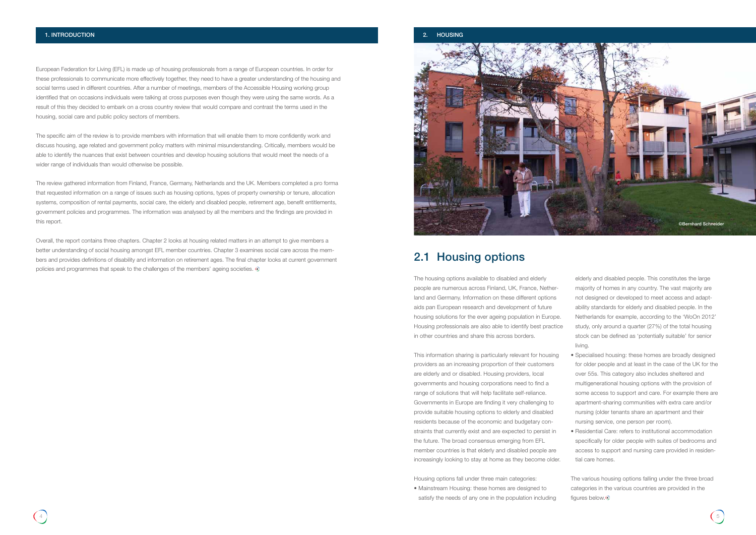## 1. INTRODUCTION

European Federation for Living (EFL) is made up of housing professionals from a range of European countries. In order for these professionals to communicate more effectively together, they need to have a greater understanding of the housing and social terms used in different countries. After a number of meetings, members of the Accessible Housing working group identified that on occasions individuals were talking at cross purposes even though they were using the same words. As a result of this they decided to embark on a cross country review that would compare and contrast the terms used in the housing, social care and public policy sectors of members.

The specific aim of the review is to provide members with information that will enable them to more confidently work and discuss housing, age related and government policy matters with minimal misunderstanding. Critically, members would be able to identify the nuances that exist between countries and develop housing solutions that would meet the needs of a wider range of individuals than would otherwise be possible.

The review gathered information from Finland, France, Germany, Netherlands and the UK. Members completed a pro forma that requested information on a range of issues such as housing options, types of property ownership or tenure, allocation systems, composition of rental payments, social care, the elderly and disabled people, retirement age, benefit entitlements, government policies and programmes. The information was analysed by all the members and the findings are provided in this report.

Overall, the report contains three chapters. Chapter 2 looks at housing related matters in an attempt to give members a better understanding of social housing amongst EFL member countries. Chapter 3 examines social care across the members and provides definitions of disability and information on retirement ages. The final chapter looks at current government policies and programmes that speak to the challenges of the members' ageing societies.

## 2. HOUSING

©Bernhard Schneider

### 2.1 Housing options

The housing options available to disabled and elderly people are numerous across Finland, UK, France, Netherland and Germany. Information on these different options aids pan European research and development of future housing solutions for the ever ageing population in Europe. Housing professionals are also able to identify best practice in other countries and share this across borders.

This information sharing is particularly relevant for housing providers as an increasing proportion of their customers are elderly and or disabled. Housing providers, local governments and housing corporations need to find a range of solutions that will help facilitate self-reliance. Governments in Europe are finding it very challenging to provide suitable housing options to elderly and disabled residents because of the economic and budgetary constraints that currently exist and are expected to persist in the future. The broad consensus emerging from EFL member countries is that elderly and disabled people are increasingly looking to stay at home as they become older.

Housing options fall under three main categories:

- Mainstream Housing: these homes are designed to satisfy the needs of any one in the population including elderly and disabled people. This constitutes the large majority of homes in any country. The vast majority are not designed or developed to meet access and adaptability standards for elderly and disabled people. In the Netherlands for example, according to the 'WoOn 2012' study, only around a quarter (27%) of the total housing stock can be defined as 'potentially suitable' for senior living.
- Specialised housing: these homes are broadly designed for older people and at least in the case of the UK for the over 55s. This category also includes sheltered and multigenerational housing options with the provision of some access to support and care. For example there are apartment-sharing communities with extra care and/or nursing (older tenants share an apartment and their nursing service, one person per room).
- Residential Care: refers to institutional accommodation specifically for older people with suites of bedrooms and access to support and nursing care provided in residential care homes.

The various housing options falling under the three broad categories in the various countries are provided in the figures below.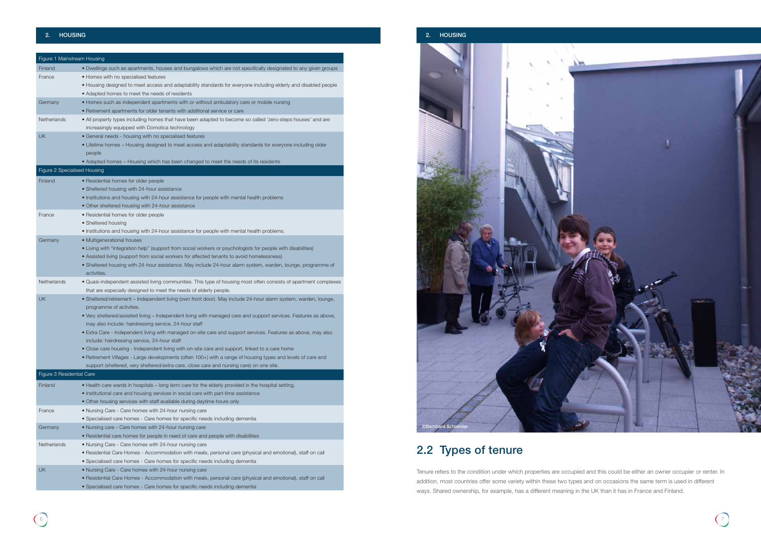| Figure 1 Mainstream Housing | |
|---|---|
| Finland | • Dwellings such as apartments, houses and bungalows which are not specifically designated to any given groups |
| France | • Homes with no specialised features<br>• Housing designed to meet access and adaptability standards for everyone including elderly and disabled people<br>• Adapted homes to meet the needs of residents |
| Germany | • Homes such as independent apartments with or without ambulatory care or mobile nursing<br>• Retirement apartments for older tenants with additional service or care |
| Netherlands | • All property types including homes that have been adapted to become so called 'zero-steps houses' and are increasingly equipped with Domotica technology |
| UK | • General needs - housing with no specialised features<br>• Lifetime homes – Housing designed to meet access and adaptability standards for everyone including older people<br>• Adapted homes – Housing which has been changed to meet the needs of its residents |

| Figure 2 Specialised Housing | |
|---|---|
| Finland | • Residential homes for older people<br>• Sheltered housing with 24-hour assistance<br>• Institutions and housing with 24-hour assistance for people with mental health problems<br>• Other sheltered housing with 24-hour assistance |
| France | • Residential homes for older people<br>• Sheltered housing<br>• Institutions and housing with 24-hour assistance for people with mental health problems. |
| Germany | • Multigenerational houses<br>• Living with "integration help" (support from social workers or psychologists for people with disabilities)<br>• Assisted living (support from social workers for affected tenants to avoid homelessness)<br>• Sheltered housing with 24-hour assistance. May include 24-hour alarm system, warden, lounge, programme of activities. |
| Netherlands | • Quasi-independent assisted living communities. This type of housing most often consists of apartment complexes that are especially designed to meet the needs of elderly people. |
| UK | • Sheltered/retirement – Independent living (own front door). May include 24-hour alarm system, warden, lounge, programme of activities.<br>• Very sheltered/assisted living – Independent living with managed care and support services. Features as above, may also include: hairdressing service, 24-hour staff<br>• Extra Care - Independent living with managed on-site care and support services. Features as above, may also include: hairdressing service, 24-hour staff<br>• Close care housing - Independent living with on-site care and support, linked to a care home<br>• Retirement Villages - Large developments (often 100+) with a range of housing types and levels of care and support (sheltered, very sheltered/extra care, close care and nursing care) on one site. |

| Figure 3 Residential Care | |
|---|---|
| Finland | • Health care wards in hospitals – long term care for the elderly provided in the hospital setting.<br>• Institutional care and housing services in social care with part-time assistance<br>• Other housing services with staff available during daytime hours only |
| France | • Nursing Care - Care homes with 24-hour nursing care<br>• Specialised care homes - Care homes for specific needs including dementia |
| Germany | • Nursing care - Care homes with 24-hour nursing care<br>• Residential care homes for people in need of care and people with disabilities |
| Netherlands | • Nursing Care - Care homes with 24-hour nursing care<br>• Residential Care Homes - Accommodation with meals, personal care (physical and emotional), staff on call<br>• Specialised care homes - Care homes for specific needs including dementia |
| UK | • Nursing Care - Care homes with 24-hour nursing care<br>• Residential Care Homes - Accommodation with meals, personal care (physical and emotional), staff on call<br>• Specialised care homes - Care homes for specific needs including dementia |

©Bernhard Schneider

## 2.2 Types of tenure

Tenure refers to the condition under which properties are occupied and this could be either an owner occupier or renter. In addition, most countries offer some variety within these two types and on occasions the same term is used in different ways. Shared ownership, for example, has a different meaning in the UK than it has in France and Finland.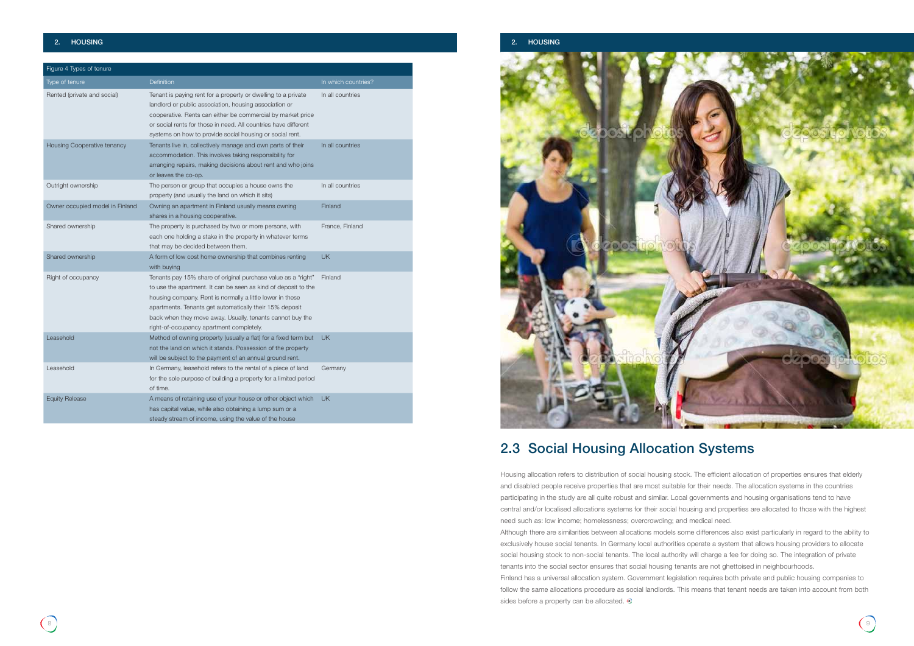Figure 4 Types of tenure

| Type of tenure | Definition | In which countries? |
|---|---|---|
| Rented (private and social) | Tenant is paying rent for a property or dwelling to a private landlord or public association, housing association or cooperative. Rents can either be commercial by market price or social rents for those in need. All countries have different systems on how to provide social housing or social rent. | In all countries |
| Housing Cooperative tenancy | Tenants live in, collectively manage and own parts of their accommodation. This involves taking responsibility for arranging repairs, making decisions about rent and who joins or leaves the co-op. | In all countries |
| Outright ownership | The person or group that occupies a house owns the property (and usually the land on which it sits) | In all countries |
| Owner occupied model in Finland | Owning an apartment in Finland usually means owning shares in a housing cooperative. | Finland |
| Shared ownership | The property is purchased by two or more persons, with each one holding a stake in the property in whatever terms that may be decided between them. | France, Finland |
| Shared ownership | A form of low cost home ownership that combines renting with buying | UK |
| Right of occupancy | Tenants pay 15% share of original purchase value as a "right" to use the apartment. It can be seen as kind of deposit to the housing company. Rent is normally a little lower in these apartments. Tenants get automatically their 15% deposit back when they move away. Usually, tenants cannot buy the right-of-occupancy apartment completely. | Finland |
| Leasehold | Method of owning property (usually a flat) for a fixed term but not the land on which it stands. Possession of the property will be subject to the payment of an annual ground rent. | UK |
| Leasehold | In Germany, leasehold refers to the rental of a piece of land for the sole purpose of building a property for a limited period of time. | Germany |
| Equity Release | A means of retaining use of your house or other object which has capital value, while also obtaining a lump sum or a steady stream of income, using the value of the house | UK |

## 2.3 Social Housing Allocation Systems

Housing allocation refers to distribution of social housing stock. The efficient allocation of properties ensures that elderly and disabled people receive properties that are most suitable for their needs. The allocation systems in the countries participating in the study are all quite robust and similar. Local governments and housing organisations tend to have central and/or localised allocations systems for their social housing and properties are allocated to those with the highest need such as: low income; homelessness; overcrowding; and medical need.

Although there are similarities between allocations models some differences also exist particularly in regard to the ability to exclusively house social tenants. In Germany local authorities operate a system that allows housing providers to allocate social housing stock to non-social tenants. The local authority will charge a fee for doing so. The integration of private tenants into the social sector ensures that social housing tenants are not ghettoised in neighbourhoods.

Finland has a universal allocation system. Government legislation requires both private and public housing companies to follow the same allocations procedure as social landlords. This means that tenant needs are taken into account from both sides before a property can be allocated.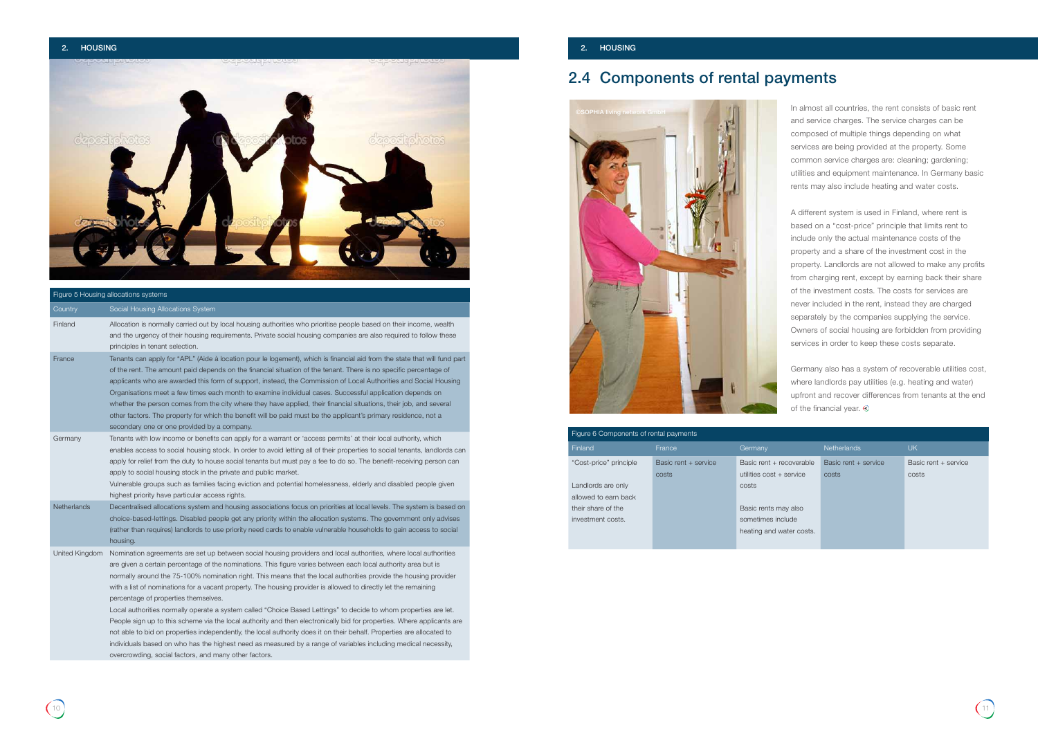## Figure 5 Housing allocations systems

| Country | Social Housing Allocations System |
| --- | --- |
| Finland | Allocation is normally carried out by local housing authorities who prioritise people based on their income, wealth and the urgency of their housing requirements. Private social housing companies are also required to follow these principles in tenant selection. |
| France | Tenants can apply for "APL" (Aide à location pour le logement), which is financial aid from the state that will fund part of the rent. The amount paid depends on the financial situation of the tenant. There is no specific percentage of applicants who are awarded this form of support, instead, the Commission of Local Authorities and Social Housing Organisations meet a few times each month to examine individual cases. Successful application depends on whether the person comes from the city where they have applied, their financial situations, their job, and several other factors. The property for which the benefit will be paid must be the applicant's primary residence, not a secondary one or one provided by a company. |
| Germany | Tenants with low income or benefits can apply for a warrant or 'access permits' at their local authority, which enables access to social housing stock. In order to avoid letting all of their properties to social tenants, landlords can apply for relief from the duty to house social tenants but must pay a fee to do so. The benefit-receiving person can apply to social housing stock in the private and public market. Vulnerable groups such as families facing eviction and potential homelessness, elderly and disabled people given highest priority have particular access rights. |
| Netherlands | Decentralised allocations system and housing associations focus on priorities at local levels. The system is based on choice-based-lettings. Disabled people get any priority within the allocation systems. The government only advises (rather than requires) landlords to use priority need cards to enable vulnerable households to gain access to social housing. |
| United Kingdom | Nomination agreements are set up between social housing providers and local authorities, where local authorities are given a certain percentage of the nominations. This figure varies between each local authority area but is normally around the 75-100% nomination right. This means that the local authorities provide the housing provider with a list of nominations for a vacant property. The housing provider is allowed to directly let the remaining percentage of properties themselves. Local authorities normally operate a system called "Choice Based Lettings" to decide to whom properties are let. People sign up to this scheme via the local authority and then electronically bid for properties. Where applicants are not able to bid on properties independently, the local authority does it on their behalf. Properties are allocated to individuals based on who has the highest need as measured by a range of variables including medical necessity, overcrowding, social factors, and many other factors. |

## 2.4 Components of rental payments

In almost all countries, the rent consists of basic rent and service charges. The service charges can be composed of multiple things depending on what services are being provided at the property. Some common service charges are: cleaning; gardening; utilities and equipment maintenance. In Germany basic rents may also include heating and water costs.

A different system is used in Finland, where rent is based on a "cost-price" principle that limits rent to include only the actual maintenance costs of the property and a share of the investment cost in the property. Landlords are not allowed to make any profits from charging rent, except by earning back their share of the investment costs. The costs for services are never included in the rent, instead they are charged separately by the companies supplying the service. Owners of social housing are forbidden from providing services in order to keep these costs separate.

Germany also has a system of recoverable utilities cost, where landlords pay utilities (e.g. heating and water) upfront and recover differences from tenants at the end of the financial year.

## Figure 6 Components of rental payments

| Finland | France | Germany | Netherlands | UK |
| --- | --- | --- | --- | --- |
| "Cost-price" principle<br><br>Landlords are only allowed to earn back their share of the investment costs. | Basic rent + service costs | Basic rent + recoverable utilities cost + service costs<br><br>Basic rents may also sometimes include heating and water costs. | Basic rent + service costs | Basic rent + service costs |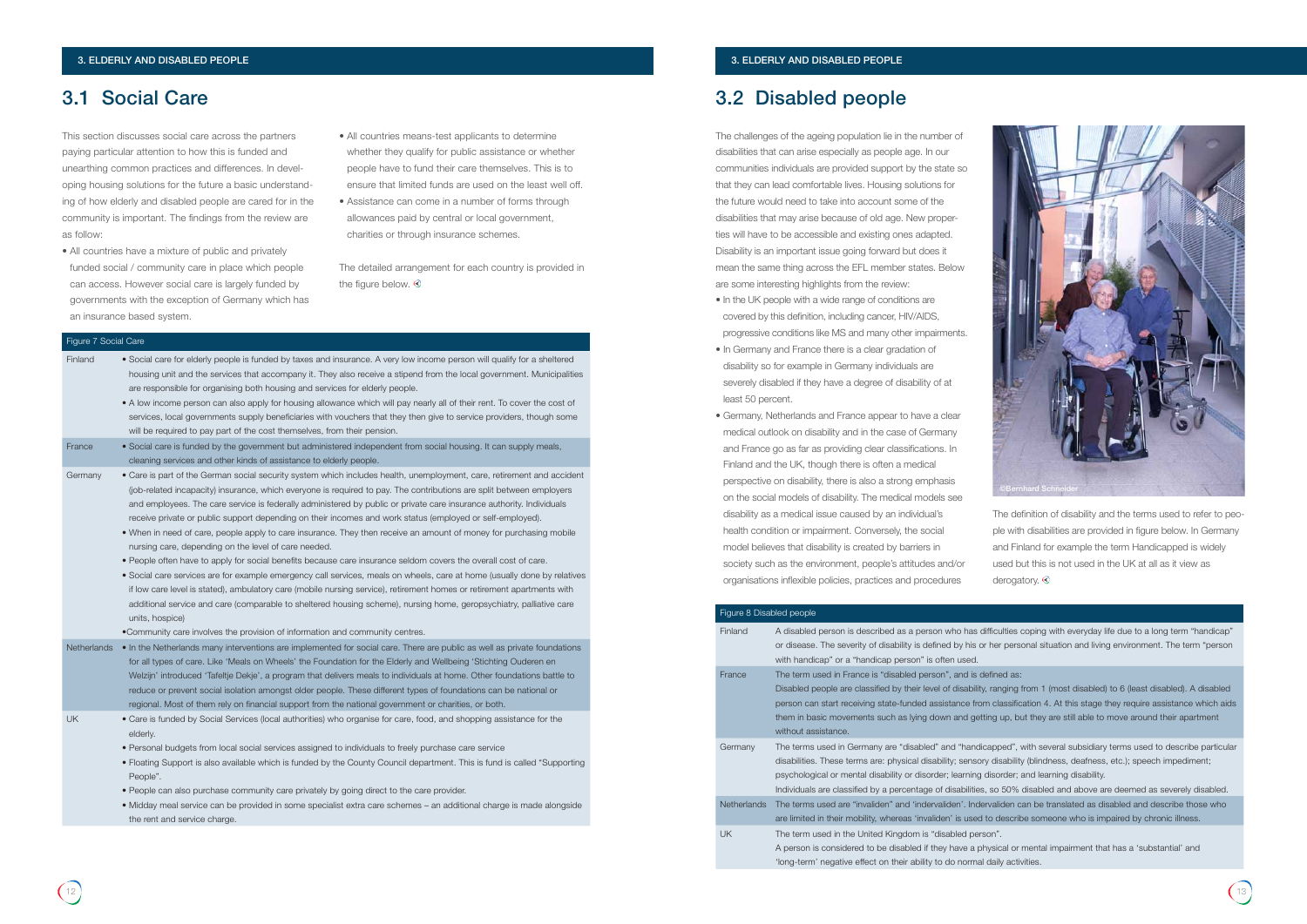## 3.1 Social Care

This section discusses social care across the partners paying particular attention to how this is funded and unearthing common practices and differences. In developing housing solutions for the future a basic understanding of how elderly and disabled people are cared for in the community is important. The findings from the review are as follow:

- All countries have a mixture of public and privately funded social / community care in place which people can access. However social care is largely funded by governments with the exception of Germany which has an insurance based system.
- All countries means-test applicants to determine whether they qualify for public assistance or whether people have to fund their care themselves. This is to ensure that limited funds are used on the least well off.
- Assistance can come in a number of forms through allowances paid by central or local government, charities or through insurance schemes.

The detailed arrangement for each country is provided in the figure below.

Figure 7 Social Care

| | |
|---|---|
| Finland | • Social care for elderly people is funded by taxes and insurance. A very low income person will qualify for a sheltered housing unit and the services that accompany it. They also receive a stipend from the local government. Municipalities are responsible for organising both housing and services for elderly people.<br>• A low income person can also apply for housing allowance which will pay nearly all of their rent. To cover the cost of services, local governments supply beneficiaries with vouchers that they then give to service providers, though some will be required to pay part of the cost themselves, from their pension. |
| France | • Social care is funded by the government but administered independent from social housing. It can supply meals, cleaning services and other kinds of assistance to elderly people. |
| Germany | • Care is part of the German social security system which includes health, unemployment, care, retirement and accident (job-related incapacity) insurance, which everyone is required to pay. The contributions are split between employers and employees. The care service is federally administered by public or private care insurance authority. Individuals receive private or public support depending on their incomes and work status (employed or self-employed).<br>• When in need of care, people apply to care insurance. They then receive an amount of money for purchasing mobile nursing care, depending on the level of care needed.<br>• People often have to apply for social benefits because care insurance seldom covers the overall cost of care.<br>• Social care services are for example emergency call services, meals on wheels, care at home (usually done by relatives if low care level is stated), ambulatory care (mobile nursing service), retirement homes or retirement apartments with additional service and care (comparable to sheltered housing scheme), nursing home, geropsychiatry, palliative care units, hospice)<br>• Community care involves the provision of information and community centres. |
| Netherlands | • In the Netherlands many interventions are implemented for social care. There are public as well as private foundations for all types of care. Like 'Meals on Wheels' the Foundation for the Elderly and Wellbeing 'Stichting Ouderen en Welzijn' introduced 'Tafeltje Dekje', a program that delivers meals to individuals at home. Other foundations battle to reduce or prevent social isolation amongst older people. These different types of foundations can be national or regional. Most of them rely on financial support from the national government or charities, or both. |
| UK | • Care is funded by Social Services (local authorities) who organise for care, food, and shopping assistance for the elderly.<br>• Personal budgets from local social services assigned to individuals to freely purchase care service<br>• Floating Support is also available which is funded by the County Council department. This is fund is called "Supporting People".<br>• People can also purchase community care privately by going direct to the care provider.<br>• Midday meal service can be provided in some specialist extra care schemes – an additional charge is made alongside the rent and service charge. |

## 3.2 Disabled people

The challenges of the ageing population lie in the number of disabilities that can arise especially as people age. In our communities individuals are provided support by the state so that they can lead comfortable lives. Housing solutions for the future would need to take into account some of the disabilities that may arise because of old age. New properties will have to be accessible and existing ones adapted. Disability is an important issue going forward but does it mean the same thing across the EFL member states. Below are some interesting highlights from the review:

- In the UK people with a wide range of conditions are covered by this definition, including cancer, HIV/AIDS, progressive conditions like MS and many other impairments.
- In Germany and France there is a clear gradation of disability so for example in Germany individuals are severely disabled if they have a degree of disability of at least 50 percent.
- Germany, Netherlands and France appear to have a clear medical outlook on disability and in the case of Germany and France go as far as providing clear classifications. In Finland and the UK, though there is often a medical perspective on disability, there is also a strong emphasis on the social models of disability. The medical models see disability as a medical issue caused by an individual's health condition or impairment. Conversely, the social model believes that disability is created by barriers in society such as the environment, people's attitudes and/or organisations inflexible policies, practices and procedures

©Bernhard Schneider

The definition of disability and the terms used to refer to people with disabilities are provided in figure below. In Germany and Finland for example the term Handicapped is widely used but this is not used in the UK at all as it view as derogatory.

Figure 8 Disabled people

| | |
|---|---|
| Finland | A disabled person is described as a person who has difficulties coping with everyday life due to a long term "handicap" or disease. The severity of disability is defined by his or her personal situation and living environment. The term "person with handicap" or a "handicap person" is often used. |
| France | The term used in France is "disabled person", and is defined as:<br>Disabled people are classified by their level of disability, ranging from 1 (most disabled) to 6 (least disabled). A disabled person can start receiving state-funded assistance from classification 4. At this stage they require assistance which aids them in basic movements such as lying down and getting up, but they are still able to move around their apartment without assistance. |
| Germany | The terms used in Germany are "disabled" and "handicapped", with several subsidiary terms used to describe particular disabilities. These terms are: physical disability; sensory disability (blindness, deafness, etc.); speech impediment; psychological or mental disability or disorder; learning disorder; and learning disability.<br>Individuals are classified by a percentage of disabilities, so 50% disabled and above are deemed as severely disabled. |
| Netherlands | The terms used are "invaliden" and 'indervaliden'. Indervaliden can be translated as disabled and describe those who are limited in their mobility, whereas 'invaliden' is used to describe someone who is impaired by chronic illness. |
| UK | The term used in the United Kingdom is "disabled person".<br>A person is considered to be disabled if they have a physical or mental impairment that has a 'substantial' and 'long-term' negative effect on their ability to do normal daily activities. |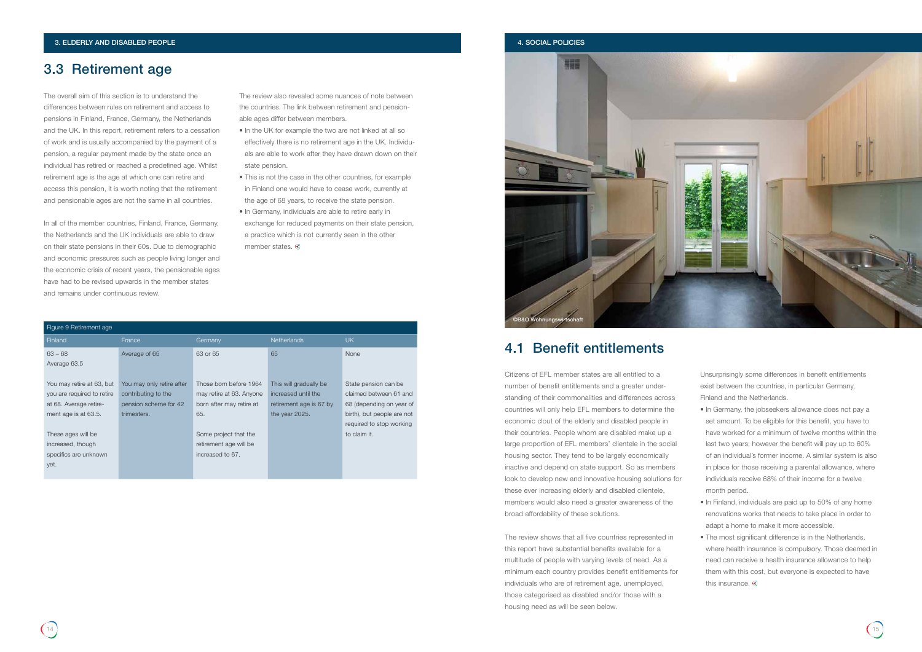## 3.3 Retirement age

The overall aim of this section is to understand the differences between rules on retirement and access to pensions in Finland, France, Germany, the Netherlands and the UK. In this report, retirement refers to a cessation of work and is usually accompanied by the payment of a pension, a regular payment made by the state once an individual has retired or reached a predefined age. Whilst retirement age is the age at which one can retire and access this pension, it is worth noting that the retirement and pensionable ages are not the same in all countries.

In all of the member countries, Finland, France, Germany, the Netherlands and the UK individuals are able to draw on their state pensions in their 60s. Due to demographic and economic pressures such as people living longer and the economic crisis of recent years, the pensionable ages have had to be revised upwards in the member states and remains under continuous review.

The review also revealed some nuances of note between the countries. The link between retirement and pensionable ages differ between members.

- In the UK for example the two are not linked at all so effectively there is no retirement age in the UK. Individuals are able to work after they have drawn down on their state pension.
- This is not the case in the other countries, for example in Finland one would have to cease work, currently at the age of 68 years, to receive the state pension.
- In Germany, individuals are able to retire early in exchange for reduced payments on their state pension, a practice which is not currently seen in the other member states.

Figure 9 Retirement age

| Finland | France | Germany | Netherlands | UK |
|---|---|---|---|---|
| 63 – 68<br>Average 63.5 | Average of 65 | 63 or 65 | 65 | None |
| You may retire at 63, but you are required to retire at 68. Average retirement age is at 63.5.<br><br>These ages will be increased, though specifics are unknown yet. | You may only retire after contributing to the pension scheme for 42 trimesters. | Those born before 1964 may retire at 63. Anyone born after may retire at 65.<br><br>Some project that the retirement age will be increased to 67. | This will gradually be increased until the retirement age is 67 by the year 2025. | State pension can be claimed between 61 and 68 (depending on year of birth), but people are not required to stop working to claim it. |

©B&O Wohnungswirtschaft

## 4.1 Benefit entitlements

Citizens of EFL member states are all entitled to a number of benefit entitlements and a greater understanding of their commonalities and differences across countries will only help EFL members to determine the economic clout of the elderly and disabled people in their countries. People whom are disabled make up a large proportion of EFL members' clientele in the social housing sector. They tend to be largely economically inactive and depend on state support. So as members look to develop new and innovative housing solutions for these ever increasing elderly and disabled clientele, members would also need a greater awareness of the broad affordability of these solutions.

The review shows that all five countries represented in this report have substantial benefits available for a multitude of people with varying levels of need. As a minimum each country provides benefit entitlements for individuals who are of retirement age, unemployed, those categorised as disabled and/or those with a housing need as will be seen below.

Unsurprisingly some differences in benefit entitlements exist between the countries, in particular Germany, Finland and the Netherlands.

- In Germany, the jobseekers allowance does not pay a set amount. To be eligible for this benefit, you have to have worked for a minimum of twelve months within the last two years; however the benefit will pay up to 60% of an individual's former income. A similar system is also in place for those receiving a parental allowance, where individuals receive 68% of their income for a twelve month period.
- In Finland, individuals are paid up to 50% of any home renovations works that needs to take place in order to adapt a home to make it more accessible.
- The most significant difference is in the Netherlands, where health insurance is compulsory. Those deemed in need can receive a health insurance allowance to help them with this cost, but everyone is expected to have this insurance.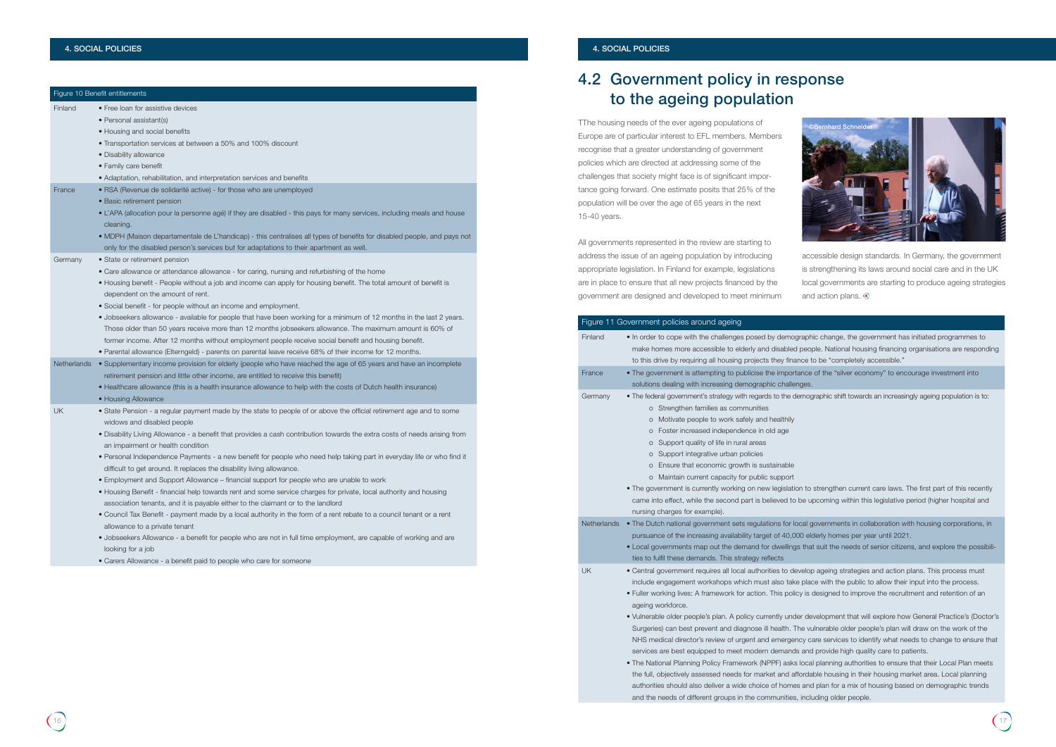| Figure 10 Benefit entitlements | |
|---|---|
| Finland | • Free loan for assistive devices<br>• Personal assistant(s)<br>• Housing and social benefits<br>• Transportation services at between a 50% and 100% discount<br>• Disability allowance<br>• Family care benefit<br>• Adaptation, rehabilitation, and interpretation services and benefits |
| France | • RSA (Revenue de solidarité active) - for those who are unemployed<br>• Basic retirement pension<br>• L'APA (allocation pour la personne agé) if they are disabled - this pays for many services, including meals and house cleaning.<br>• MDPH (Maison departamentale de L'handicap) - this centralises all types of benefits for disabled people, and pays not only for the disabled person's services but for adaptations to their apartment as well. |
| Germany | • State or retirement pension<br>• Care allowance or attendance allowance - for caring, nursing and refurbishing of the home<br>• Housing benefit - People without a job and income can apply for housing benefit. The total amount of benefit is dependent on the amount of rent.<br>• Social benefit - for people without an income and employment.<br>• Jobseekers allowance - available for people that have been working for a minimum of 12 months in the last 2 years. Those older than 50 years receive more than 12 months jobseekers allowance. The maximum amount is 60% of former income. After 12 months without employment people receive social benefit and housing benefit.<br>• Parental allowance (Elterngeld) - parents on parental leave receive 68% of their income for 12 months. |
| Netherlands | • Supplementary income provision for elderly (people who have reached the age of 65 years and have an incomplete retirement pension and little other income, are entitled to receive this benefit)<br>• Healthcare allowance (this is a health insurance allowance to help with the costs of Dutch health insurance)<br>• Housing Allowance |
| UK | • State Pension - a regular payment made by the state to people of or above the official retirement age and to some widows and disabled people<br>• Disability Living Allowance - a benefit that provides a cash contribution towards the extra costs of needs arising from an impairment or health condition<br>• Personal Independence Payments - a new benefit for people who need help taking part in everyday life or who find it difficult to get around. It replaces the disability living allowance.<br>• Employment and Support Allowance – financial support for people who are unable to work<br>• Housing Benefit - financial help towards rent and some service charges for private, local authority and housing association tenants, and it is payable either to the claimant or to the landlord<br>• Council Tax Benefit - payment made by a local authority in the form of a rent rebate to a council tenant or a rent allowance to a private tenant<br>• Jobseekers Allowance - a benefit for people who are not in full time employment, are capable of working and are looking for a job<br>• Carers Allowance - a benefit paid to people who care for someone |

## 4.2 Government policy in response to the ageing population

TThe housing needs of the ever ageing populations of Europe are of particular interest to EFL members. Members recognise that a greater understanding of government policies which are directed at addressing some of the challenges that society might face is of significant importance going forward. One estimate posits that 25% of the population will be over the age of 65 years in the next 15-40 years.

All governments represented in the review are starting to address the issue of an ageing population by introducing appropriate legislation. In Finland for example, legislations are in place to ensure that all new projects financed by the government are designed and developed to meet minimum accessible design standards. In Germany, the government is strengthening its laws around social care and in the UK local governments are starting to produce ageing strategies and action plans.

| Figure 11 Government policies around ageing | |
|---|---|
| Finland | • In order to cope with the challenges posed by demographic change, the government has initiated programmes to make homes more accessible to elderly and disabled people. National housing financing organisations are responding to this drive by requiring all housing projects they finance to be "completely accessible." |
| France | • The government is attempting to publicise the importance of the "silver economy" to encourage investment into solutions dealing with increasing demographic challenges. |
| Germany | • The federal government's strategy with regards to the demographic shift towards an increasingly ageing population is to:<br>o Strengthen families as communities<br>o Motivate people to work safely and healthily<br>o Foster increased independence in old age<br>o Support quality of life in rural areas<br>o Support integrative urban policies<br>o Ensure that economic growth is sustainable<br>o Maintain current capacity for public support<br>• The government is currently working on new legislation to strengthen current care laws. The first part of this recently came into effect, while the second part is believed to be upcoming within this legislative period (higher hospital and nursing charges for example). |
| Netherlands | • The Dutch national government sets regulations for local governments in collaboration with housing corporations, in pursuance of the increasing availability target of 40,000 elderly homes per year until 2021.<br>• Local governments map out the demand for dwellings that suit the needs of senior citizens, and explore the possibilities to fulfil these demands. This strategy reflects |
| UK | • Central government requires all local authorities to develop ageing strategies and action plans. This process must include engagement workshops which must also take place with the public to allow their input into the process.<br>• Fuller working lives: A framework for action. This policy is designed to improve the recruitment and retention of an ageing workforce.<br>• Vulnerable older people's plan. A policy currently under development that will explore how General Practice's (Doctor's Surgeries) can best prevent and diagnose ill health. The vulnerable older people's plan will draw on the work of the NHS medical director's review of urgent and emergency care services to identify what needs to change to ensure that services are best equipped to meet modern demands and provide high quality care to patients.<br>• The National Planning Policy Framework (NPPF) asks local planning authorities to ensure that their Local Plan meets the full, objectively assessed needs for market and affordable housing in their housing market area. Local planning authorities should also deliver a wide choice of homes and plan for a mix of housing based on demographic trends and the needs of different groups in the communities, including older people. |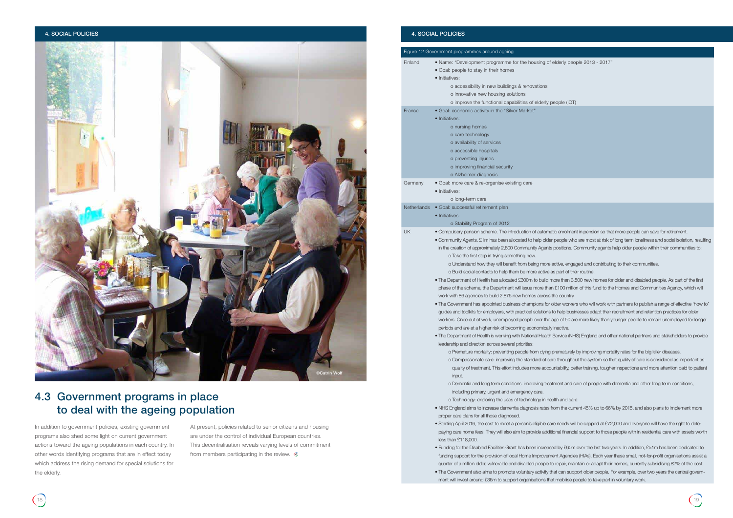## 4.3 Government programs in place to deal with the ageing population

In addition to government policies, existing government programs also shed some light on current government actions toward the ageing populations in each country. In other words identifying programs that are in effect today which address the rising demand for special solutions for the elderly.

At present, policies related to senior citizens and housing are under the control of individual European countries. This decentralisation reveals varying levels of commitment from members participating in the review.

| Figure 12 Government programmes around ageing | |
|---|---|
| Finland | • Name: "Development programme for the housing of elderly people 2013 - 2017"<br>• Goal: people to stay in their homes<br>• Initiatives:<br>o accessibility in new buildings & renovations<br>o innovative new housing solutions<br>o improve the functional capabilities of elderly people (ICT) |
| France | • Goal: economic activity in the "Silver Market"<br>• Initiatives:<br>o nursing homes<br>o care technology<br>o availability of services<br>o accessible hospitals<br>o preventing injuries<br>o improving financial security<br>o Alzheimer diagnosis |
| Germany | • Goal: more care & re-organise existing care<br>• Initiatives:<br>o long-term care |
| Netherlands | • Goal: successful retirement plan<br>• Initiatives:<br>o Stability Program of 2012 |
| UK | • Compulsory pension scheme. The introduction of automatic enrolment in pension so that more people can save for retirement.<br>• Community Agents. £1m has been allocated to help older people who are most at risk of long term loneliness and social isolation, resulting in the creation of approximately 2,800 Community Agents positions. Community agents help older people within their communities to:<br>o Take the first step in trying something new.<br>o Understand how they will benefit from being more active, engaged and contributing to their communities.<br>o Build social contacts to help them be more active as part of their routine.<br>• The Department of Health has allocated £300m to build more than 3,500 new homes for older and disabled people. As part of the first phase of the scheme, the Department will issue more than £100 million of this fund to the Homes and Communities Agency, which will work with 86 agencies to build 2,875 new homes across the country.<br>• The Government has appointed business champions for older workers who will work with partners to publish a range of effective 'how to' guides and toolkits for employers, with practical solutions to help businesses adapt their recruitment and retention practices for older workers. Once out of work, unemployed people over the age of 50 are more likely than younger people to remain unemployed for longer periods and are at a higher risk of becoming economically inactive.<br>• The Department of Health is working with National Health Service (NHS) England and other national partners and stakeholders to provide leadership and direction across several priorities:<br>o Premature mortality: preventing people from dying prematurely by improving mortality rates for the big killer diseases.<br>o Compassionate care: improving the standard of care throughout the system so that quality of care is considered as important as quality of treatment. This effort includes more accountability, better training, tougher inspections and more attention paid to patient input.<br>o Dementia and long term conditions: improving treatment and care of people with dementia and other long term conditions, including primary, urgent and emergency care.<br>o Technology: exploring the uses of technology in health and care.<br>• NHS England aims to increase dementia diagnosis rates from the current 45% up to 66% by 2015, and also plans to implement more proper care plans for all those diagnosed.<br>• Starting April 2016, the cost to meet a person's eligible care needs will be capped at £72,000 and everyone will have the right to defer paying care home fees. They will also aim to provide additional financial support to those people with in residential care with assets worth less than £118,000.<br>• Funding for the Disabled Facilities Grant has been increased by £60m over the last two years. In addition, £51m has been dedicated to funding support for the provision of local Home Improvement Agencies (HIAs). Each year these small, not-for-profit organisations assist a quarter of a million older, vulnerable and disabled people to repair, maintain or adapt their homes, currently subsidising 82% of the cost.<br>• The Government also aims to promote voluntary activity that can support older people. For example, over two years the central government will invest around £36m to support organisations that mobilise people to take part in voluntary work. |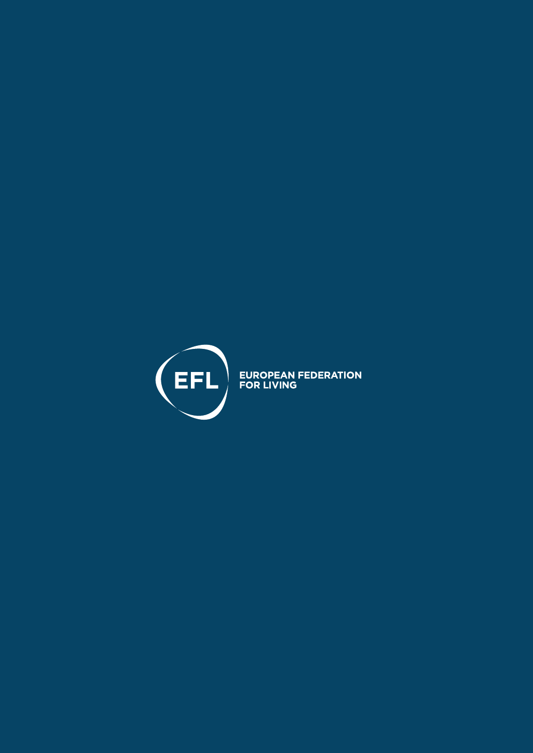EFL

EUROPEAN FEDERATION
FOR LIVING